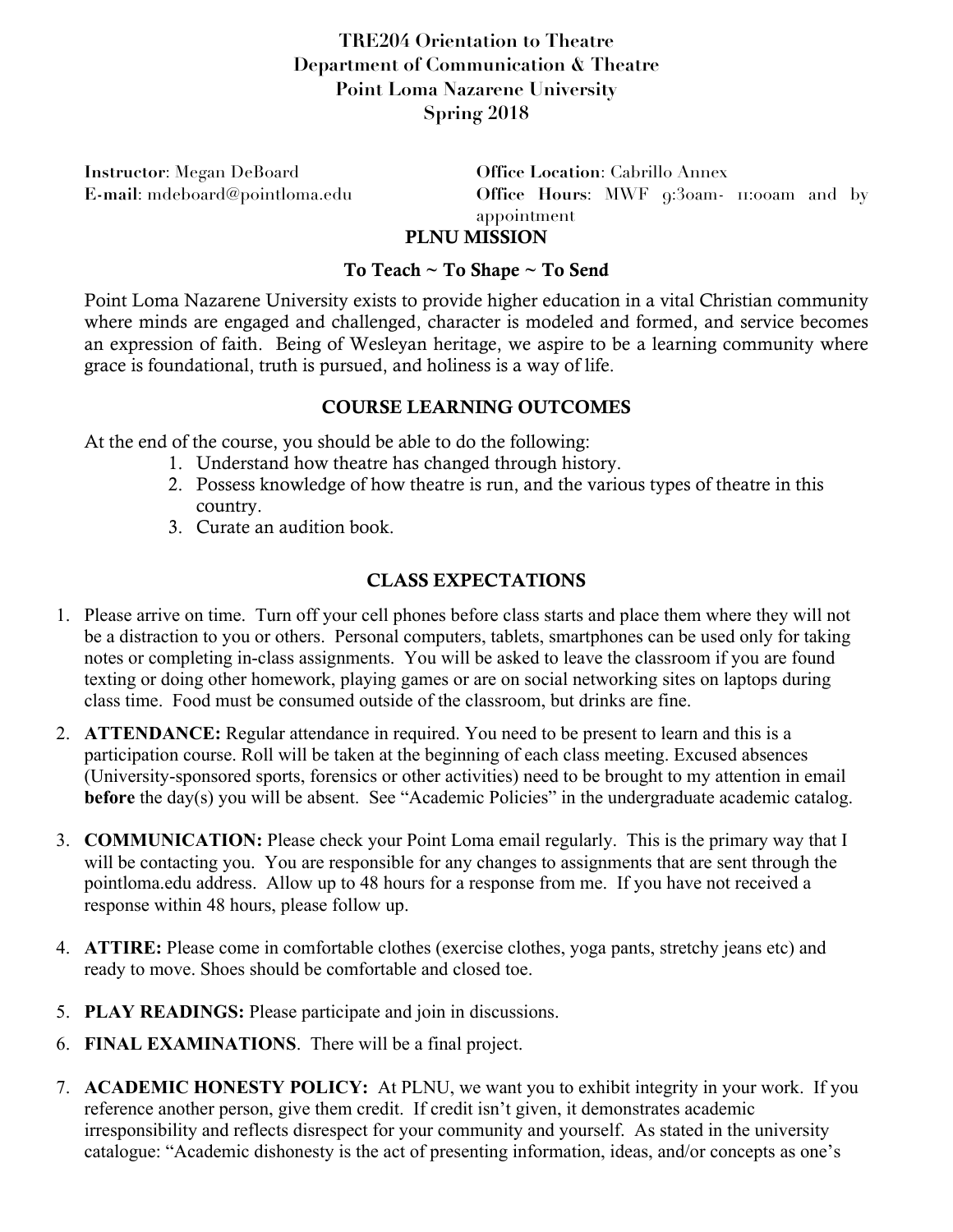# TRE204 Orientation to Theatre
## Department of Communication & Theatre
## Point Loma Nazarene University
## Spring 2018

**Instructor**: Megan DeBoard
**E-mail**: mdeboard@pointloma.edu

**Office Location**: Cabrillo Annex
**Office Hours**: MWF 9:30am- 11:00am and by appointment

## PLNU MISSION

### To Teach ~ To Shape ~ To Send

Point Loma Nazarene University exists to provide higher education in a vital Christian community where minds are engaged and challenged, character is modeled and formed, and service becomes an expression of faith. Being of Wesleyan heritage, we aspire to be a learning community where grace is foundational, truth is pursued, and holiness is a way of life.

## COURSE LEARNING OUTCOMES

At the end of the course, you should be able to do the following:

1. Understand how theatre has changed through history.
2. Possess knowledge of how theatre is run, and the various types of theatre in this country.
3. Curate an audition book.

## CLASS EXPECTATIONS

1. Please arrive on time. Turn off your cell phones before class starts and place them where they will not be a distraction to you or others. Personal computers, tablets, smartphones can be used only for taking notes or completing in-class assignments. You will be asked to leave the classroom if you are found texting or doing other homework, playing games or are on social networking sites on laptops during class time. Food must be consumed outside of the classroom, but drinks are fine.
2. **ATTENDANCE:** Regular attendance in required. You need to be present to learn and this is a participation course. Roll will be taken at the beginning of each class meeting. Excused absences (University-sponsored sports, forensics or other activities) need to be brought to my attention in email **before** the day(s) you will be absent. See "Academic Policies" in the undergraduate academic catalog.
3. **COMMUNICATION:** Please check your Point Loma email regularly. This is the primary way that I will be contacting you. You are responsible for any changes to assignments that are sent through the pointloma.edu address. Allow up to 48 hours for a response from me. If you have not received a response within 48 hours, please follow up.
4. **ATTIRE:** Please come in comfortable clothes (exercise clothes, yoga pants, stretchy jeans etc) and ready to move. Shoes should be comfortable and closed toe.
5. **PLAY READINGS:** Please participate and join in discussions.
6. **FINAL EXAMINATIONS**. There will be a final project.
7. **ACADEMIC HONESTY POLICY:** At PLNU, we want you to exhibit integrity in your work. If you reference another person, give them credit. If credit isn't given, it demonstrates academic irresponsibility and reflects disrespect for your community and yourself. As stated in the university catalogue: "Academic dishonesty is the act of presenting information, ideas, and/or concepts as one's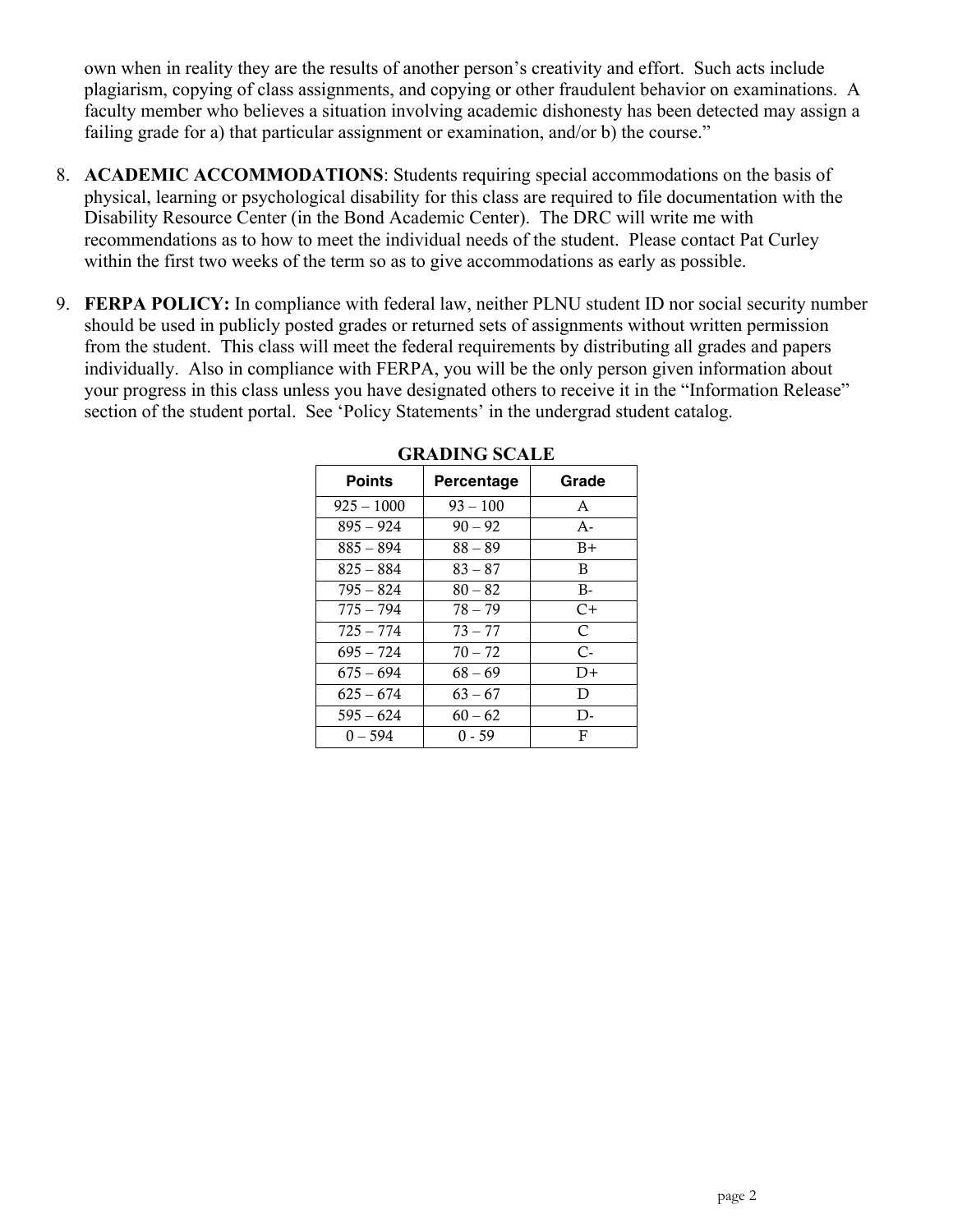own when in reality they are the results of another person's creativity and effort. Such acts include plagiarism, copying of class assignments, and copying or other fraudulent behavior on examinations. A faculty member who believes a situation involving academic dishonesty has been detected may assign a failing grade for a) that particular assignment or examination, and/or b) the course."

8. **ACADEMIC ACCOMMODATIONS**: Students requiring special accommodations on the basis of physical, learning or psychological disability for this class are required to file documentation with the Disability Resource Center (in the Bond Academic Center). The DRC will write me with recommendations as to how to meet the individual needs of the student. Please contact Pat Curley within the first two weeks of the term so as to give accommodations as early as possible.

9. **FERPA POLICY:** In compliance with federal law, neither PLNU student ID nor social security number should be used in publicly posted grades or returned sets of assignments without written permission from the student. This class will meet the federal requirements by distributing all grades and papers individually. Also in compliance with FERPA, you will be the only person given information about your progress in this class unless you have designated others to receive it in the "Information Release" section of the student portal. See 'Policy Statements' in the undergrad student catalog.

**GRADING SCALE**

| Points | Percentage | Grade |
|---|---|---|
| 925 – 1000 | 93 – 100 | A |
| 895 – 924 | 90 – 92 | A- |
| 885 – 894 | 88 – 89 | B+ |
| 825 – 884 | 83 – 87 | B |
| 795 – 824 | 80 – 82 | B- |
| 775 – 794 | 78 – 79 | C+ |
| 725 – 774 | 73 – 77 | C |
| 695 – 724 | 70 – 72 | C- |
| 675 – 694 | 68 – 69 | D+ |
| 625 – 674 | 63 – 67 | D |
| 595 – 624 | 60 – 62 | D- |
| 0 – 594 | 0 - 59 | F |